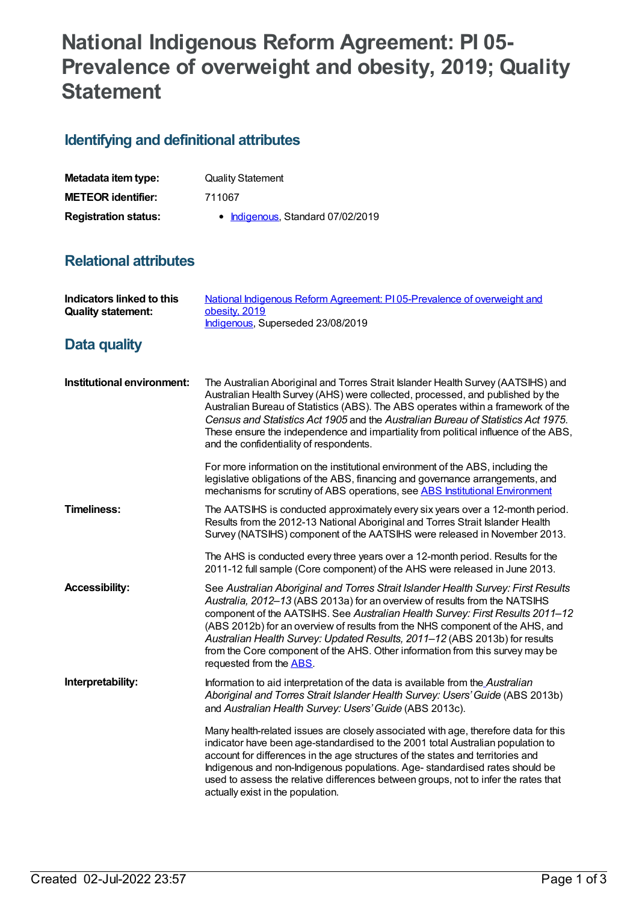# National Indigenous Reform Agreement: PI 05-Prevalence of overweight and obesity, 2019; Quality Statement

## Identifying and definitional attributes

| | |
|---|---|
| **Metadata item type:** | Quality Statement |
| **METEOR identifier:** | 711067 |
| **Registration status:** | • Indigenous, Standard 07/02/2019 |

## Relational attributes

| | |
|---|---|
| **Indicators linked to this Quality statement:** | National Indigenous Reform Agreement: PI 05-Prevalence of overweight and obesity, 2019<br>Indigenous, Superseded 23/08/2019 |

## Data quality

**Institutional environment:**

The Australian Aboriginal and Torres Strait Islander Health Survey (AATSIHS) and Australian Health Survey (AHS) were collected, processed, and published by the Australian Bureau of Statistics (ABS). The ABS operates within a framework of the *Census and Statistics Act 1905* and the *Australian Bureau of Statistics Act 1975*. These ensure the independence and impartiality from political influence of the ABS, and the confidentiality of respondents.

For more information on the institutional environment of the ABS, including the legislative obligations of the ABS, financing and governance arrangements, and mechanisms for scrutiny of ABS operations, see ABS Institutional Environment

**Timeliness:**

The AATSIHS is conducted approximately every six years over a 12-month period. Results from the 2012-13 National Aboriginal and Torres Strait Islander Health Survey (NATSIHS) component of the AATSIHS were released in November 2013.

The AHS is conducted every three years over a 12-month period. Results for the 2011-12 full sample (Core component) of the AHS were released in June 2013.

**Accessibility:**

See *Australian Aboriginal and Torres Strait Islander Health Survey: First Results Australia, 2012–13* (ABS 2013a) for an overview of results from the NATSIHS component of the AATSIHS. See *Australian Health Survey: First Results 2011–12* (ABS 2012b) for an overview of results from the NHS component of the AHS, and *Australian Health Survey: Updated Results, 2011–12* (ABS 2013b) for results from the Core component of the AHS. Other information from this survey may be requested from the ABS.

**Interpretability:**

Information to aid interpretation of the data is available from the *Australian Aboriginal and Torres Strait Islander Health Survey: Users' Guide* (ABS 2013b) and *Australian Health Survey: Users' Guide* (ABS 2013c).

Many health-related issues are closely associated with age, therefore data for this indicator have been age-standardised to the 2001 total Australian population to account for differences in the age structures of the states and territories and Indigenous and non-Indigenous populations. Age- standardised rates should be used to assess the relative differences between groups, not to infer the rates that actually exist in the population.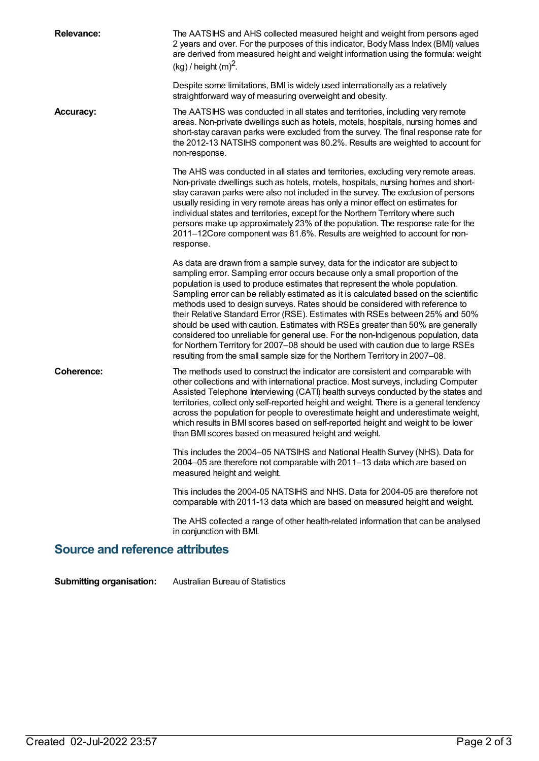**Relevance:** The AATSIHS and AHS collected measured height and weight from persons aged 2 years and over. For the purposes of this indicator, Body Mass Index (BMI) values are derived from measured height and weight information using the formula: weight (kg) / height $(m)^2$.

Despite some limitations, BMI is widely used internationally as a relatively straightforward way of measuring overweight and obesity.

**Accuracy:** The AATSIHS was conducted in all states and territories, including very remote areas. Non-private dwellings such as hotels, motels, hospitals, nursing homes and short-stay caravan parks were excluded from the survey. The final response rate for the 2012-13 NATSIHS component was 80.2%. Results are weighted to account for non-response.

The AHS was conducted in all states and territories, excluding very remote areas. Non-private dwellings such as hotels, motels, hospitals, nursing homes and short-stay caravan parks were also not included in the survey. The exclusion of persons usually residing in very remote areas has only a minor effect on estimates for individual states and territories, except for the Northern Territory where such persons make up approximately 23% of the population. The response rate for the 2011–12Core component was 81.6%. Results are weighted to account for non-response.

As data are drawn from a sample survey, data for the indicator are subject to sampling error. Sampling error occurs because only a small proportion of the population is used to produce estimates that represent the whole population. Sampling error can be reliably estimated as it is calculated based on the scientific methods used to design surveys. Rates should be considered with reference to their Relative Standard Error (RSE). Estimates with RSEs between 25% and 50% should be used with caution. Estimates with RSEs greater than 50% are generally considered too unreliable for general use. For the non-Indigenous population, data for Northern Territory for 2007–08 should be used with caution due to large RSEs resulting from the small sample size for the Northern Territory in 2007–08.

**Coherence:** The methods used to construct the indicator are consistent and comparable with other collections and with international practice. Most surveys, including Computer Assisted Telephone Interviewing (CATI) health surveys conducted by the states and territories, collect only self-reported height and weight. There is a general tendency across the population for people to overestimate height and underestimate weight, which results in BMI scores based on self-reported height and weight to be lower than BMI scores based on measured height and weight.

This includes the 2004–05 NATSIHS and National Health Survey (NHS). Data for 2004–05 are therefore not comparable with 2011–13 data which are based on measured height and weight.

This includes the 2004-05 NATSIHS and NHS. Data for 2004-05 are therefore not comparable with 2011-13 data which are based on measured height and weight.

The AHS collected a range of other health-related information that can be analysed in conjunction with BMI.

## Source and reference attributes

**Submitting organisation:** Australian Bureau of Statistics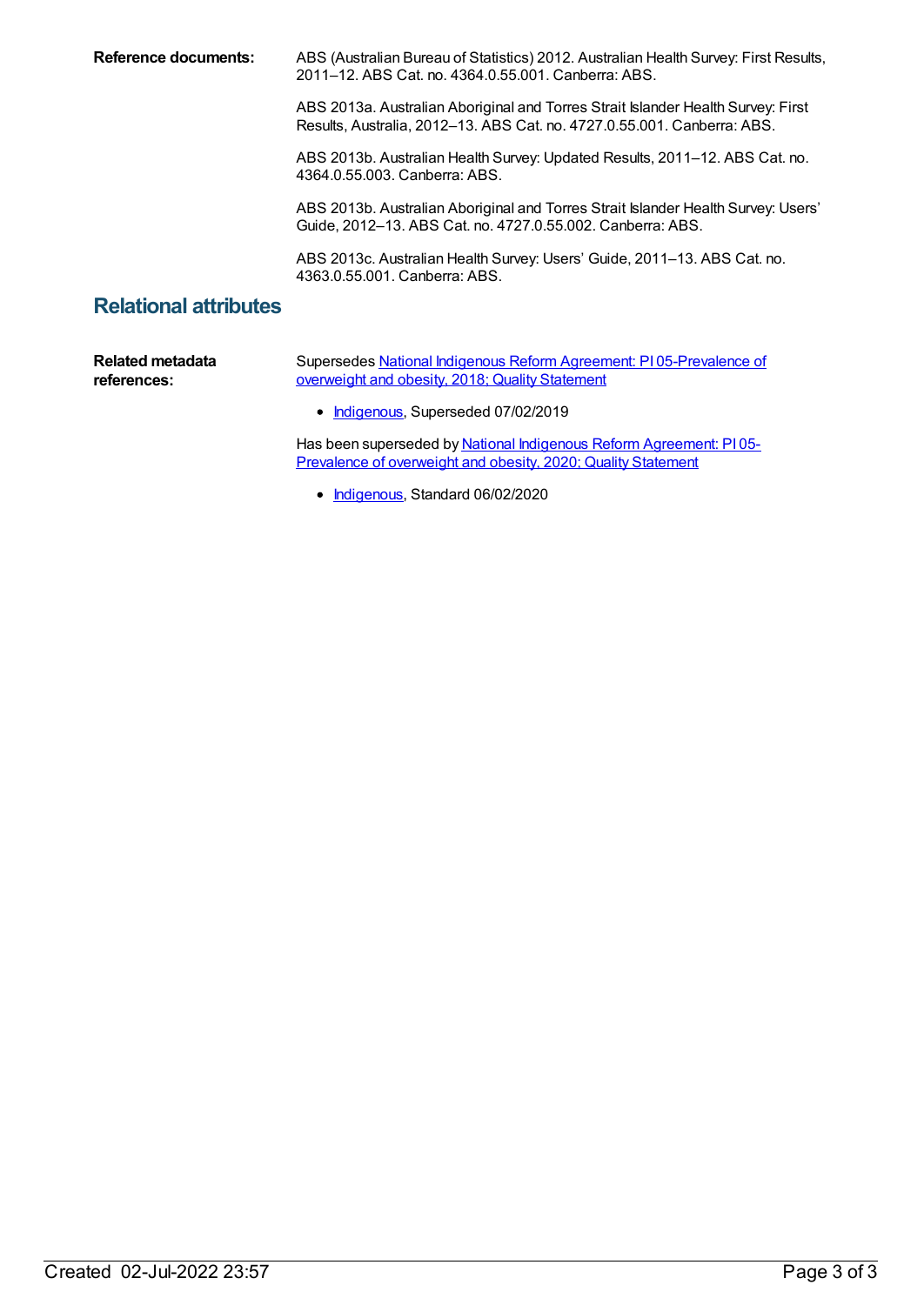**Reference documents:** ABS (Australian Bureau of Statistics) 2012. Australian Health Survey: First Results, 2011–12. ABS Cat. no. 4364.0.55.001. Canberra: ABS.

ABS 2013a. Australian Aboriginal and Torres Strait Islander Health Survey: First Results, Australia, 2012–13. ABS Cat. no. 4727.0.55.001. Canberra: ABS.

ABS 2013b. Australian Health Survey: Updated Results, 2011–12. ABS Cat. no. 4364.0.55.003. Canberra: ABS.

ABS 2013b. Australian Aboriginal and Torres Strait Islander Health Survey: Users' Guide, 2012–13. ABS Cat. no. 4727.0.55.002. Canberra: ABS.

ABS 2013c. Australian Health Survey: Users' Guide, 2011–13. ABS Cat. no. 4363.0.55.001. Canberra: ABS.

## Relational attributes

**Related metadata references:** Supersedes National Indigenous Reform Agreement: PI 05-Prevalence of overweight and obesity, 2018; Quality Statement

- Indigenous, Superseded 07/02/2019

Has been superseded by National Indigenous Reform Agreement: PI 05-Prevalence of overweight and obesity, 2020; Quality Statement

- Indigenous, Standard 06/02/2020